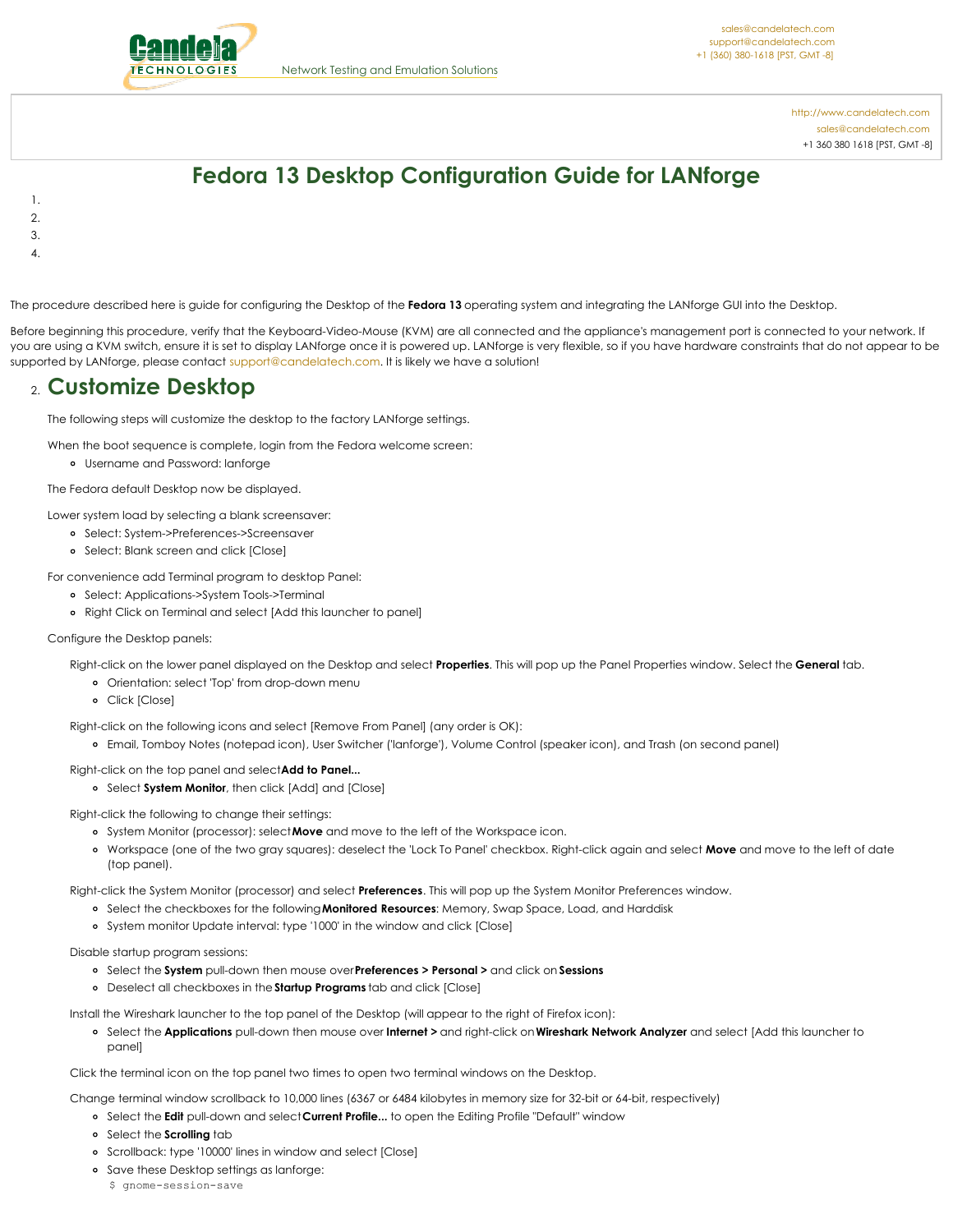http://www.candelatech.com
sales@candelatech.com
+1 360 380 1618 [PST, GMT -8]

# Fedora 13 Desktop Configuration Guide for LANforge

1.
2.
3.
4.

The procedure described here is guide for configuring the Desktop of the **Fedora 13** operating system and integrating the LANforge GUI into the Desktop.

Before beginning this procedure, verify that the Keyboard-Video-Mouse (KVM) are all connected and the appliance's management port is connected to your network. If you are using a KVM switch, ensure it is set to display LANforge once it is powered up. LANforge is very flexible, so if you have hardware constraints that do not appear to be supported by LANforge, please contact support@candelatech.com. It is likely we have a solution!

## 2. Customize Desktop

The following steps will customize the desktop to the factory LANforge settings.

When the boot sequence is complete, login from the Fedora welcome screen:

- Username and Password: lanforge

The Fedora default Desktop now be displayed.

Lower system load by selecting a blank screensaver:

- Select: System->Preferences->Screensaver
- Select: Blank screen and click [Close]

For convenience add Terminal program to desktop Panel:

- Select: Applications->System Tools->Terminal
- Right Click on Terminal and select [Add this launcher to panel]

Configure the Desktop panels:

Right-click on the lower panel displayed on the Desktop and select **Properties**. This will pop up the Panel Properties window. Select the **General** tab.

- Orientation: select 'Top' from drop-down menu
- Click [Close]

Right-click on the following icons and select [Remove From Panel] (any order is OK):

- Email, Tomboy Notes (notepad icon), User Switcher ('lanforge'), Volume Control (speaker icon), and Trash (on second panel)

Right-click on the top panel and select **Add to Panel...**

- Select **System Monitor**, then click [Add] and [Close]

Right-click the following to change their settings:

- System Monitor (processor): select **Move** and move to the left of the Workspace icon.
- Workspace (one of the two gray squares): deselect the 'Lock To Panel' checkbox. Right-click again and select **Move** and move to the left of date (top panel).

Right-click the System Monitor (processor) and select **Preferences**. This will pop up the System Monitor Preferences window.

- Select the checkboxes for the following **Monitored Resources**: Memory, Swap Space, Load, and Harddisk
- System monitor Update interval: type '1000' in the window and click [Close]

Disable startup program sessions:

- Select the **System** pull-down then mouse over **Preferences > Personal >** and click on **Sessions**
- Deselect all checkboxes in the **Startup Programs** tab and click [Close]

Install the Wireshark launcher to the top panel of the Desktop (will appear to the right of Firefox icon):

- Select the **Applications** pull-down then mouse over **Internet >** and right-click on **Wireshark Network Analyzer** and select [Add this launcher to panel]

Click the terminal icon on the top panel two times to open two terminal windows on the Desktop.

Change terminal window scrollback to 10,000 lines (6367 or 6484 kilobytes in memory size for 32-bit or 64-bit, respectively)

- Select the **Edit** pull-down and select **Current Profile...** to open the Editing Profile "Default" window
- Select the **Scrolling** tab
- Scrollback: type '10000' lines in window and select [Close]
- Save these Desktop settings as lanforge:

```
$ gnome-session-save
```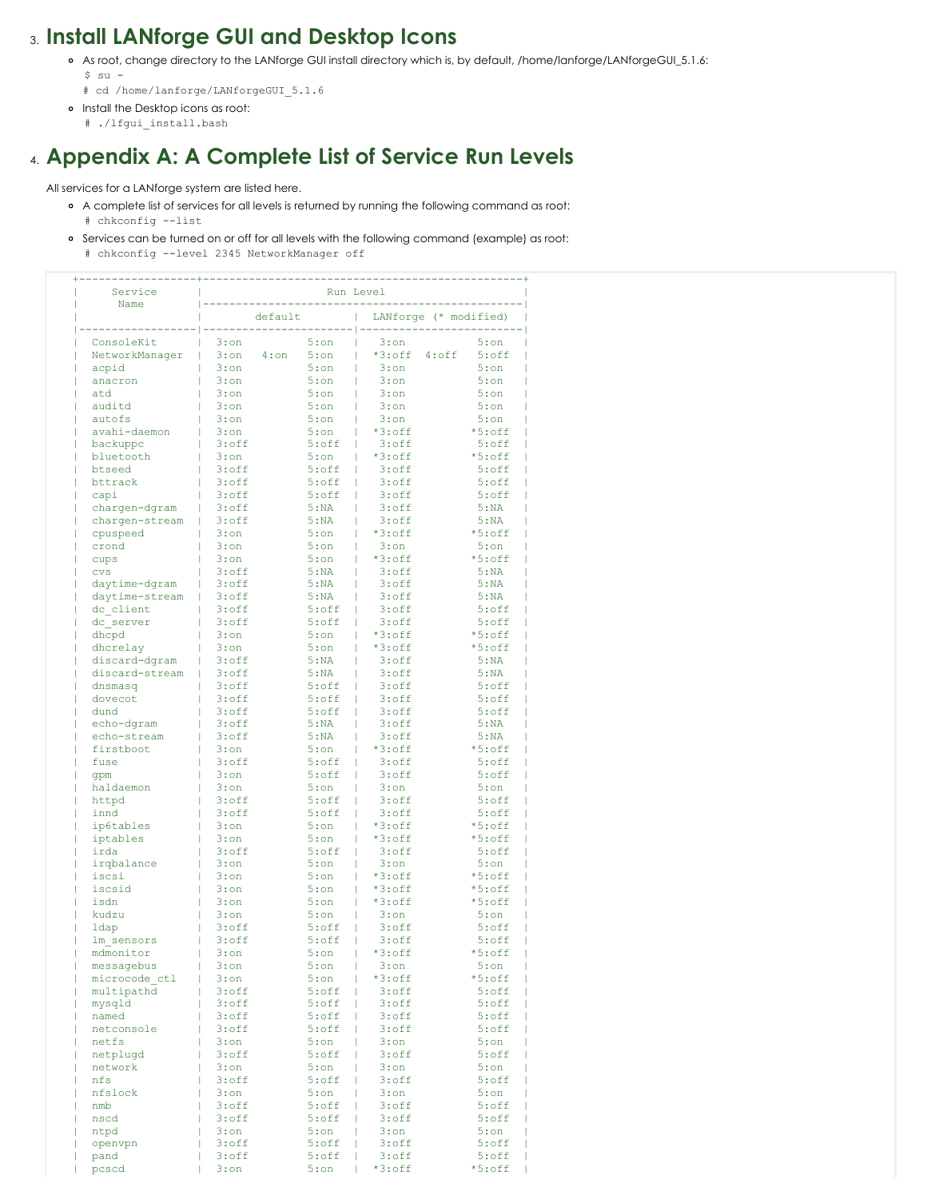3. ## Install LANforge GUI and Desktop Icons

   - As root, change directory to the LANforge GUI install directory which is, by default, /home/lanforge/LANforgeGUI_5.1.6:
     ```
     $ su -
     # cd /home/lanforge/LANforgeGUI_5.1.6
     ```
   - Install the Desktop icons as root:
     ```
     # ./lfgui_install.bash
     ```

4. ## Appendix A: A Complete List of Service Run Levels

All services for a LANforge system are listed here.

- A complete list of services for all levels is returned by running the following command as root:
  ```
  # chkconfig --list
  ```
- Services can be turned on or off for all levels with the following command (example) as root:
  ```
  # chkconfig --level 2345 NetworkManager off
  ```

```
+------------------+--------------------------------------------------+
|     Service      |                    Run Level                     |
|      Name        |--------------------------------------------------|
|                  |        default        |   LANforge (* modified)  |
|------------------|-----------------------|--------------------------|
|   ConsoleKit     | 3:on         5:on     |   3:on           5:on    |
|   NetworkManager | 3:on   4:on  5:on     |  *3:off  4:off   5:off   |
|   acpid          | 3:on         5:on     |   3:on           5:on    |
|   anacron        | 3:on         5:on     |   3:on           5:on    |
|   atd            | 3:on         5:on     |   3:on           5:on    |
|   auditd         | 3:on         5:on     |   3:on           5:on    |
|   autofs         | 3:on         5:on     |   3:on           5:on    |
|   avahi-daemon   | 3:on         5:on     |  *3:off         *5:off   |
|   backuppc       | 3:off        5:off    |   3:off          5:off   |
|   bluetooth      | 3:on         5:on     |  *3:off         *5:off   |
|   btseed         | 3:off        5:off    |   3:off          5:off   |
|   bttrack        | 3:off        5:off    |   3:off          5:off   |
|   capi           | 3:off        5:off    |   3:off          5:off   |
|   chargen-dgram  | 3:off        5:NA     |   3:off          5:NA    |
|   chargen-stream | 3:off        5:NA     |   3:off          5:NA    |
|   cpuspeed       | 3:on         5:on     |  *3:off         *5:off   |
|   crond          | 3:on         5:on     |   3:on           5:on    |
|   cups           | 3:on         5:on     |  *3:off         *5:off   |
|   cvs            | 3:off        5:NA     |   3:off          5:NA    |
|   daytime-dgram  | 3:off        5:NA     |   3:off          5:NA    |
|   daytime-stream | 3:off        5:NA     |   3:off          5:NA    |
|   dc_client      | 3:off        5:off    |   3:off          5:off   |
|   dc_server      | 3:off        5:off    |   3:off          5:off   |
|   dhcpd          | 3:on         5:on     |  *3:off         *5:off   |
|   dhcrelay       | 3:on         5:on     |  *3:off         *5:off   |
|   discard-dgram  | 3:off        5:NA     |   3:off          5:NA    |
|   discard-stream | 3:off        5:NA     |   3:off          5:NA    |
|   dnsmasq        | 3:off        5:off    |   3:off          5:off   |
|   dovecot        | 3:off        5:off    |   3:off          5:off   |
|   dund           | 3:off        5:off    |   3:off          5:off   |
|   echo-dgram     | 3:off        5:NA     |   3:off          5:NA    |
|   echo-stream    | 3:off        5:NA     |   3:off          5:NA    |
|   firstboot      | 3:on         5:on     |  *3:off         *5:off   |
|   fuse           | 3:off        5:off    |   3:off          5:off   |
|   gpm            | 3:on         5:off    |   3:off          5:off   |
|   haldaemon      | 3:on         5:on     |   3:on           5:on    |
|   httpd          | 3:off        5:off    |   3:off          5:off   |
|   innd           | 3:off        5:off    |   3:off          5:off   |
|   ip6tables      | 3:on         5:on     |  *3:off         *5:off   |
|   iptables       | 3:on         5:on     |  *3:off         *5:off   |
|   irda           | 3:off        5:off    |   3:off          5:off   |
|   irqbalance     | 3:on         5:on     |   3:on           5:on    |
|   iscsi          | 3:on         5:on     |  *3:off         *5:off   |
|   iscsid         | 3:on         5:on     |  *3:off         *5:off   |
|   isdn           | 3:on         5:on     |  *3:off         *5:off   |
|   kudzu          | 3:on         5:on     |   3:on           5:on    |
|   ldap           | 3:off        5:off    |   3:off          5:off   |
|   lm_sensors     | 3:off        5:off    |   3:off          5:off   |
|   mdmonitor      | 3:on         5:on     |  *3:off         *5:off   |
|   messagebus     | 3:on         5:on     |   3:on           5:on    |
|   microcode_ctl  | 3:on         5:on     |  *3:off         *5:off   |
|   multipathd     | 3:off        5:off    |   3:off          5:off   |
|   mysqld         | 3:off        5:off    |   3:off          5:off   |
|   named          | 3:off        5:off    |   3:off          5:off   |
|   netconsole     | 3:off        5:off    |   3:off          5:off   |
|   netfs          | 3:on         5:on     |   3:on           5:on    |
|   netplugd       | 3:off        5:off    |   3:off          5:off   |
|   network        | 3:on         5:on     |   3:on           5:on    |
|   nfs            | 3:off        5:off    |   3:off          5:off   |
|   nfslock        | 3:on         5:on     |   3:on           5:on    |
|   nmb            | 3:off        5:off    |   3:off          5:off   |
|   nscd           | 3:off        5:off    |   3:off          5:off   |
|   ntpd           | 3:on         5:on     |   3:on           5:on    |
|   openvpn        | 3:off        5:off    |   3:off          5:off   |
|   pand           | 3:off        5:off    |   3:off          5:off   |
|   pcscd          | 3:on         5:on     |  *3:off         *5:off   |
```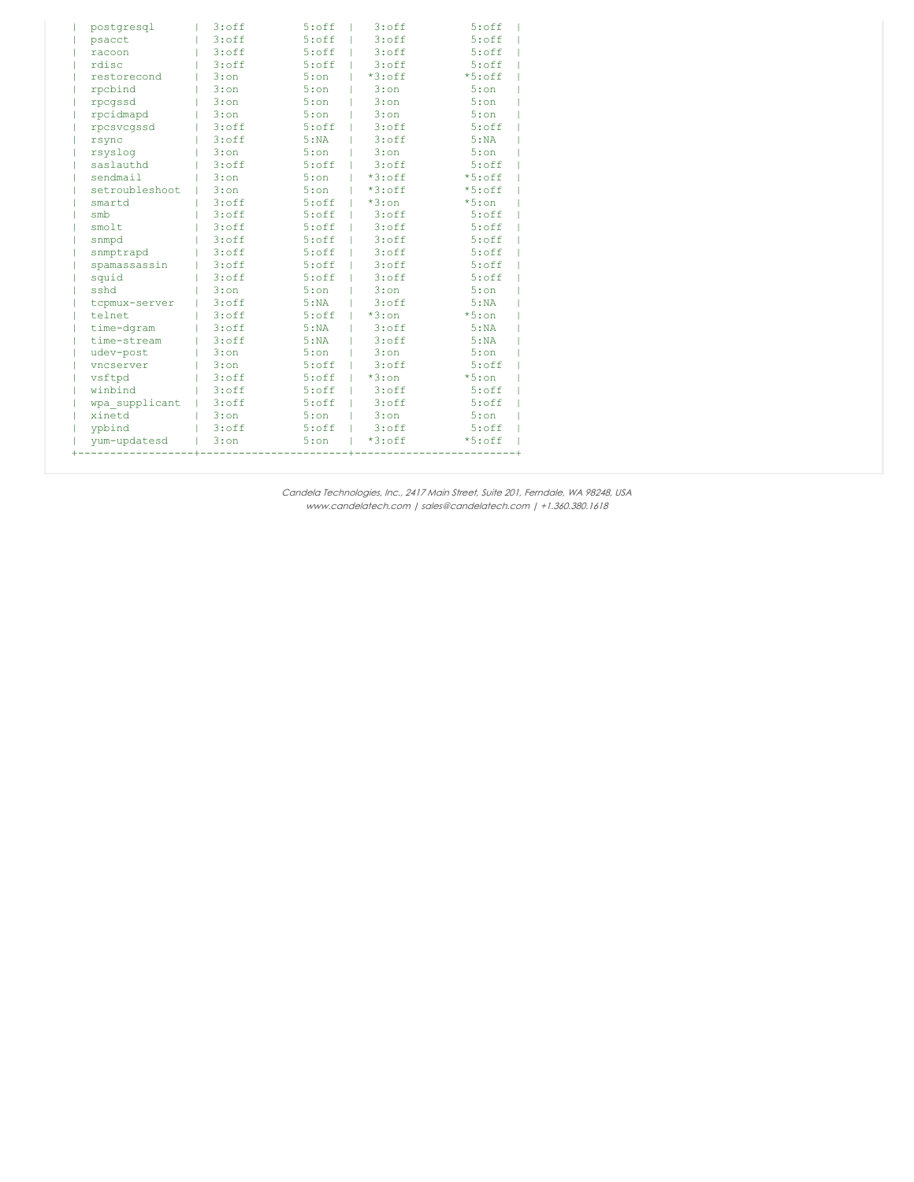```
| postgresql      | 3:off        5:off  |  3:off         5:off  |
| psacct          | 3:off        5:off  |  3:off         5:off  |
| racoon          | 3:off        5:off  |  3:off         5:off  |
| rdisc           | 3:off        5:off  |  3:off         5:off  |
| restorecond     | 3:on         5:on   | *3:off        *5:off  |
| rpcbind         | 3:on         5:on   |  3:on          5:on   |
| rpcgssd         | 3:on         5:on   |  3:on          5:on   |
| rpcidmapd       | 3:on         5:on   |  3:on          5:on   |
| rpcsvcgssd      | 3:off        5:off  |  3:off         5:off  |
| rsync           | 3:off        5:NA   |  3:off         5:NA   |
| rsyslog         | 3:on         5:on   |  3:on          5:on   |
| saslauthd       | 3:off        5:off  |  3:off         5:off  |
| sendmail        | 3:on         5:on   | *3:off        *5:off  |
| setroubleshoot  | 3:on         5:on   | *3:off        *5:off  |
| smartd          | 3:off        5:off  | *3:on         *5:on   |
| smb             | 3:off        5:off  |  3:off         5:off  |
| smolt           | 3:off        5:off  |  3:off         5:off  |
| snmpd           | 3:off        5:off  |  3:off         5:off  |
| snmptrapd       | 3:off        5:off  |  3:off         5:off  |
| spamassassin    | 3:off        5:off  |  3:off         5:off  |
| squid           | 3:off        5:off  |  3:off         5:off  |
| sshd            | 3:on         5:on   |  3:on          5:on   |
| tcpmux-server   | 3:off        5:NA   |  3:off         5:NA   |
| telnet          | 3:off        5:off  | *3:on         *5:on   |
| time-dgram      | 3:off        5:NA   |  3:off         5:NA   |
| time-stream     | 3:off        5:NA   |  3:off         5:NA   |
| udev-post       | 3:on         5:on   |  3:on          5:on   |
| vncserver       | 3:on         5:off  |  3:off         5:off  |
| vsftpd          | 3:off        5:off  | *3:on         *5:on   |
| winbind         | 3:off        5:off  |  3:off         5:off  |
| wpa_supplicant  | 3:off        5:off  |  3:off         5:off  |
| xinetd          | 3:on         5:on   |  3:on          5:on   |
| ypbind          | 3:off        5:off  |  3:off         5:off  |
| yum-updatesd    | 3:on         5:on   | *3:off        *5:off  |
+-----------------+---------------------+-----------------------+
```

*Candela Technologies, Inc., 2417 Main Street, Suite 201, Ferndale, WA 98248, USA*
*www.candelatech.com | sales@candelatech.com | +1.360.380.1618*